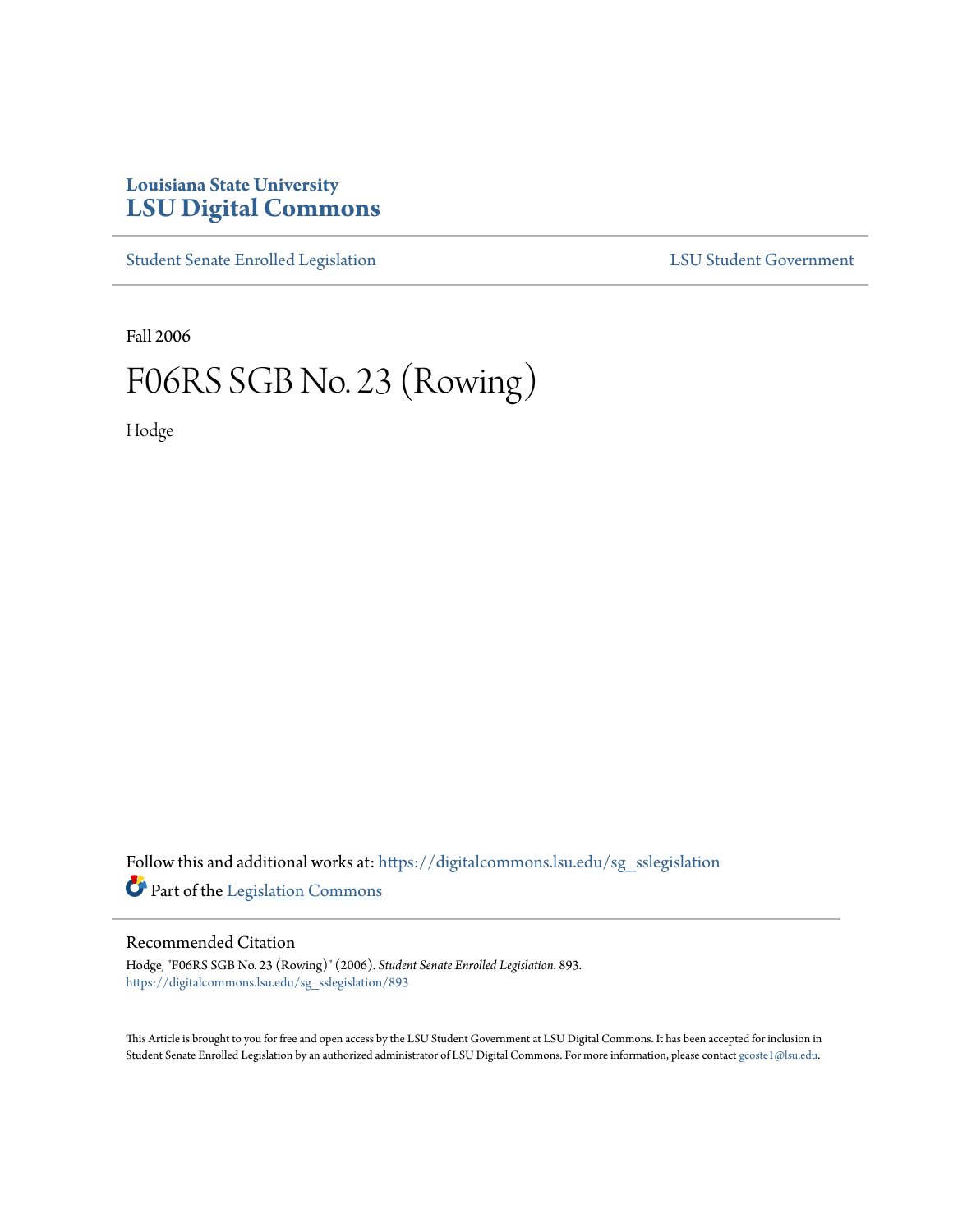Louisiana State University
# LSU Digital Commons

Student Senate Enrolled Legislation | LSU Student Government

Fall 2006

# F06RS SGB No. 23 (Rowing)

Hodge

Follow this and additional works at: https://digitalcommons.lsu.edu/sg_sslegislation

Part of the Legislation Commons

## Recommended Citation

Hodge, "F06RS SGB No. 23 (Rowing)" (2006). *Student Senate Enrolled Legislation*. 893.
https://digitalcommons.lsu.edu/sg_sslegislation/893

This Article is brought to you for free and open access by the LSU Student Government at LSU Digital Commons. It has been accepted for inclusion in Student Senate Enrolled Legislation by an authorized administrator of LSU Digital Commons. For more information, please contact gcoste1@lsu.edu.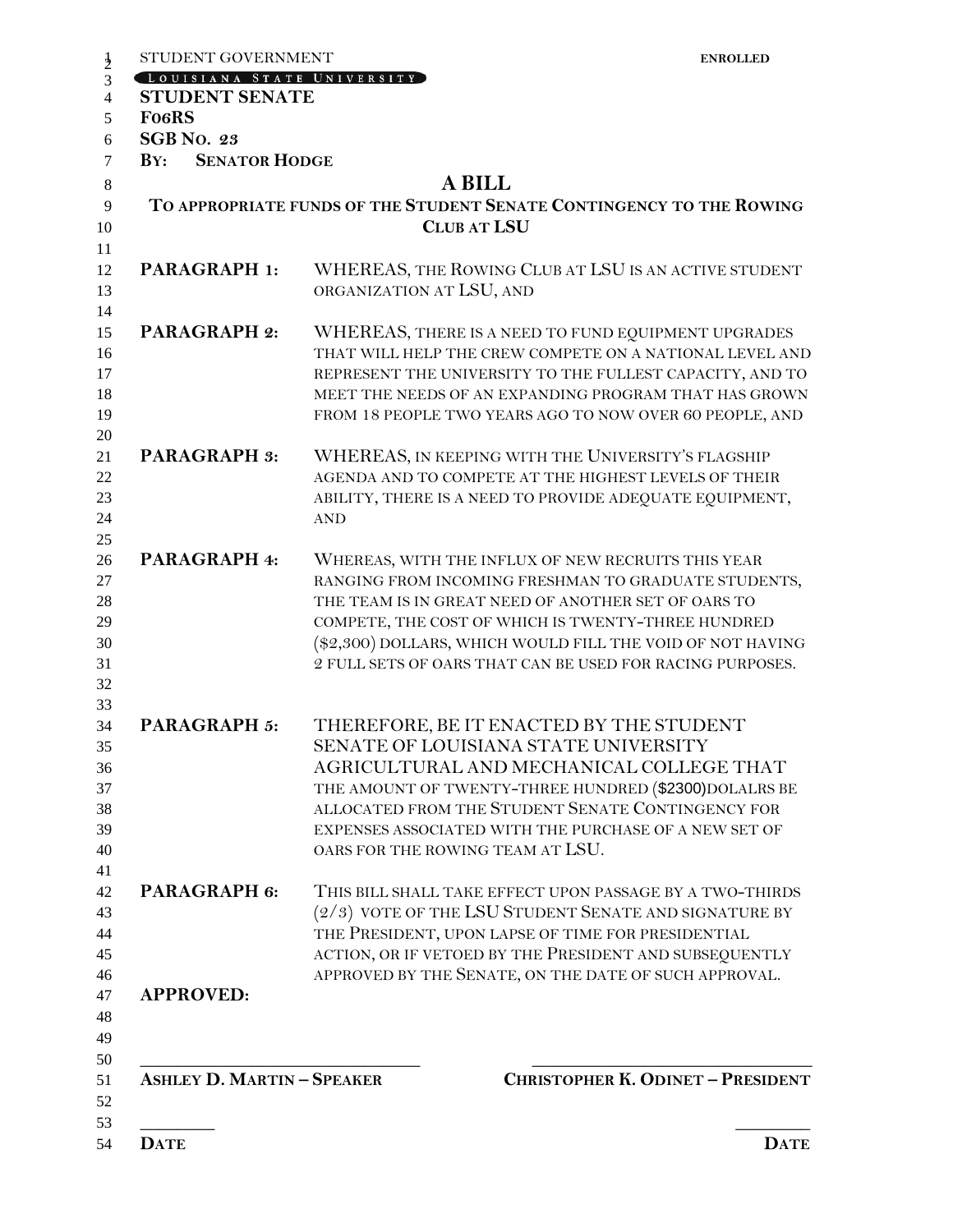STUDENT GOVERNMENT **ENROLLED**

LOUISIANA STATE UNIVERSITY

**STUDENT SENATE**

**F06RS**

**SGB NO. 23**

**BY: SENATOR HODGE**

# A BILL

## TO APPROPRIATE FUNDS OF THE STUDENT SENATE CONTINGENCY TO THE ROWING CLUB AT LSU

**PARAGRAPH 1:** WHEREAS, THE ROWING CLUB AT LSU IS AN ACTIVE STUDENT ORGANIZATION AT LSU, AND

**PARAGRAPH 2:** WHEREAS, THERE IS A NEED TO FUND EQUIPMENT UPGRADES THAT WILL HELP THE CREW COMPETE ON A NATIONAL LEVEL AND REPRESENT THE UNIVERSITY TO THE FULLEST CAPACITY, AND TO MEET THE NEEDS OF AN EXPANDING PROGRAM THAT HAS GROWN FROM 18 PEOPLE TWO YEARS AGO TO NOW OVER 60 PEOPLE, AND

**PARAGRAPH 3:** WHEREAS, IN KEEPING WITH THE UNIVERSITY'S FLAGSHIP AGENDA AND TO COMPETE AT THE HIGHEST LEVELS OF THEIR ABILITY, THERE IS A NEED TO PROVIDE ADEQUATE EQUIPMENT, AND

**PARAGRAPH 4:** WHEREAS, WITH THE INFLUX OF NEW RECRUITS THIS YEAR RANGING FROM INCOMING FRESHMAN TO GRADUATE STUDENTS, THE TEAM IS IN GREAT NEED OF ANOTHER SET OF OARS TO COMPETE, THE COST OF WHICH IS TWENTY-THREE HUNDRED ($2,300) DOLLARS, WHICH WOULD FILL THE VOID OF NOT HAVING 2 FULL SETS OF OARS THAT CAN BE USED FOR RACING PURPOSES.

**PARAGRAPH 5:** THEREFORE, BE IT ENACTED BY THE STUDENT SENATE OF LOUISIANA STATE UNIVERSITY AGRICULTURAL AND MECHANICAL COLLEGE THAT THE AMOUNT OF TWENTY-THREE HUNDRED ($2300)DOLALRS BE ALLOCATED FROM THE STUDENT SENATE CONTINGENCY FOR EXPENSES ASSOCIATED WITH THE PURCHASE OF A NEW SET OF OARS FOR THE ROWING TEAM AT LSU.

**PARAGRAPH 6:** THIS BILL SHALL TAKE EFFECT UPON PASSAGE BY A TWO-THIRDS (2/3) VOTE OF THE LSU STUDENT SENATE AND SIGNATURE BY THE PRESIDENT, UPON LAPSE OF TIME FOR PRESIDENTIAL ACTION, OR IF VETOED BY THE PRESIDENT AND SUBSEQUENTLY APPROVED BY THE SENATE, ON THE DATE OF SUCH APPROVAL.

**APPROVED:**

_______________________________ _______________________________

**ASHLEY D. MARTIN – SPEAKER** **CHRISTOPHER K. ODINET – PRESIDENT**

________ ________

**DATE** **DATE**